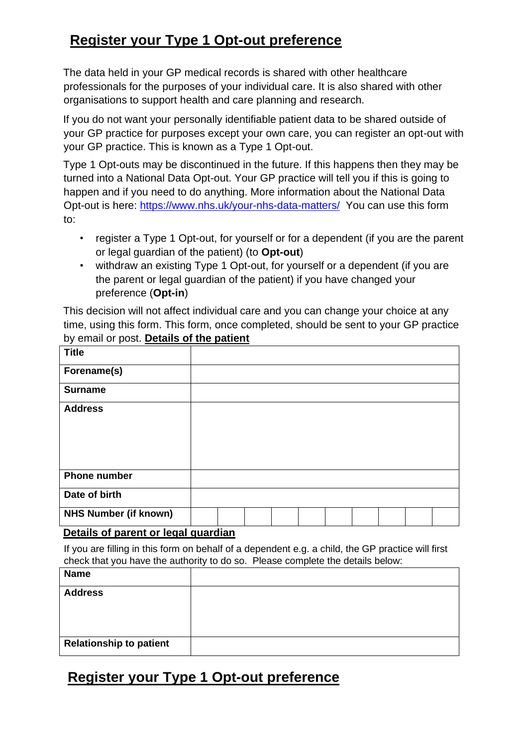# Register your Type 1 Opt-out preference

The data held in your GP medical records is shared with other healthcare professionals for the purposes of your individual care. It is also shared with other organisations to support health and care planning and research.

If you do not want your personally identifiable patient data to be shared outside of your GP practice for purposes except your own care, you can register an opt-out with your GP practice. This is known as a Type 1 Opt-out.

Type 1 Opt-outs may be discontinued in the future. If this happens then they may be turned into a National Data Opt-out. Your GP practice will tell you if this is going to happen and if you need to do anything. More information about the National Data Opt-out is here: https://www.nhs.uk/your-nhs-data-matters/ You can use this form to:

- register a Type 1 Opt-out, for yourself or for a dependent (if you are the parent or legal guardian of the patient) (to **Opt-out**)
- withdraw an existing Type 1 Opt-out, for yourself or a dependent (if you are the parent or legal guardian of the patient) if you have changed your preference (**Opt-in**)

This decision will not affect individual care and you can change your choice at any time, using this form. This form, once completed, should be sent to your GP practice by email or post.

## Details of the patient

| | | | | | | | | | | |
|---|---|---|---|---|---|---|---|---|---|---|
| **Title** | | | | | | | | | | |
| **Forename(s)** | | | | | | | | | | |
| **Surname** | | | | | | | | | | |
| **Address** | | | | | | | | | | |
| **Phone number** | | | | | | | | | | |
| **Date of birth** | | | | | | | | | | |
| **NHS Number (if known)** | | | | | | | | | | |

## Details of parent or legal guardian

If you are filling in this form on behalf of a dependent e.g. a child, the GP practice will first check that you have the authority to do so. Please complete the details below:

| | |
|---|---|
| **Name** | |
| **Address** | |
| **Relationship to patient** | |

# Register your Type 1 Opt-out preference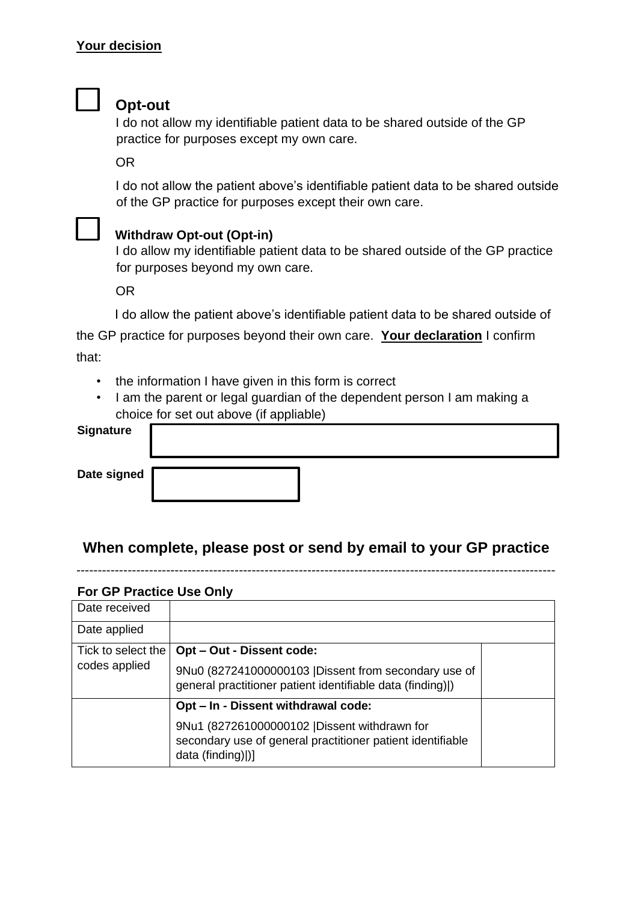**Your decision**

☐ **Opt-out**

I do not allow my identifiable patient data to be shared outside of the GP practice for purposes except my own care.

OR

I do not allow the patient above's identifiable patient data to be shared outside of the GP practice for purposes except their own care.

☐ **Withdraw Opt-out (Opt-in)**

I do allow my identifiable patient data to be shared outside of the GP practice for purposes beyond my own care.

OR

I do allow the patient above's identifiable patient data to be shared outside of the GP practice for purposes beyond their own care.

**Your declaration** I confirm that:

- the information I have given in this form is correct
- I am the parent or legal guardian of the dependent person I am making a choice for set out above (if appliable)

**Signature** ____________________

**Date signed** ____________________

## When complete, please post or send by email to your GP practice

---

**For GP Practice Use Only**

| | | |
|---|---|---|
| Date received | | |
| Date applied | | |
| Tick to select the codes applied | **Opt – Out - Dissent code:** 9Nu0 (827241000000103 \|Dissent from secondary use of general practitioner patient identifiable data (finding)\|) | |
| | **Opt – In - Dissent withdrawal code:** 9Nu1 (827261000000102 \|Dissent withdrawn for secondary use of general practitioner patient identifiable data (finding)\|)] | |